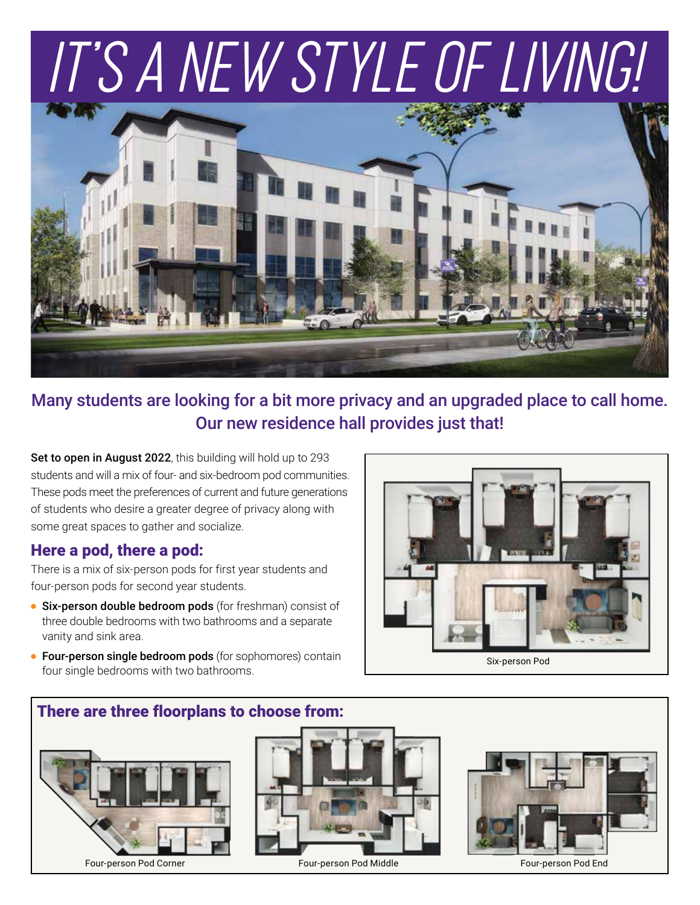# IT'S A NEW STYLE OF LIVING!

## Many students are looking for a bit more privacy and an upgraded place to call home. Our new residence hall provides just that!

**Set to open in August 2022**, this building will hold up to 293 students and will a mix of four- and six-bedroom pod communities. These pods meet the preferences of current and future generations of students who desire a greater degree of privacy along with some great spaces to gather and socialize.

### Here a pod, there a pod:

There is a mix of six-person pods for first year students and four-person pods for second year students.

- **Six-person double bedroom pods** (for freshman) consist of three double bedrooms with two bathrooms and a separate vanity and sink area.
- **Four-person single bedroom pods** (for sophomores) contain four single bedrooms with two bathrooms.

Six-person Pod

### There are three floorplans to choose from:

Four-person Pod Corner

Four-person Pod Middle

Four-person Pod End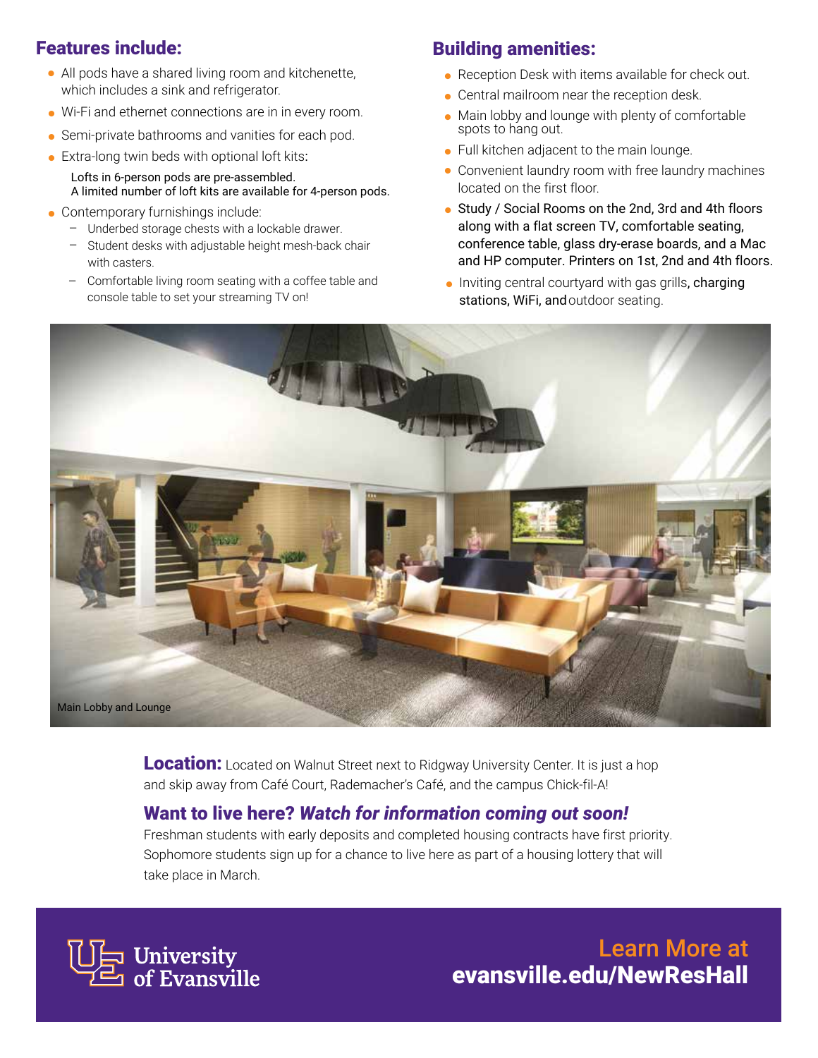## Features include:

- All pods have a shared living room and kitchenette, which includes a sink and refrigerator.
- Wi-Fi and ethernet connections are in in every room.
- Semi-private bathrooms and vanities for each pod.
- Extra-long twin beds with optional loft kits:

  Lofts in 6-person pods are pre-assembled.
  A limited number of loft kits are available for 4-person pods.
- Contemporary furnishings include:
  - Underbed storage chests with a lockable drawer.
  - Student desks with adjustable height mesh-back chair with casters.
  - Comfortable living room seating with a coffee table and console table to set your streaming TV on!

## Building amenities:

- Reception Desk with items available for check out.
- Central mailroom near the reception desk.
- Main lobby and lounge with plenty of comfortable spots to hang out.
- Full kitchen adjacent to the main lounge.
- Convenient laundry room with free laundry machines located on the first floor.
- Study / Social Rooms on the 2nd, 3rd and 4th floors along with a flat screen TV, comfortable seating, conference table, glass dry-erase boards, and a Mac and HP computer. Printers on 1st, 2nd and 4th floors.
- Inviting central courtyard with gas grills, charging stations, WiFi, and outdoor seating.

Main Lobby and Lounge

**Location:** Located on Walnut Street next to Ridgway University Center. It is just a hop and skip away from Café Court, Rademacher's Café, and the campus Chick-fil-A!

### Want to live here? *Watch for information coming out soon!*

Freshman students with early deposits and completed housing contracts have first priority. Sophomore students sign up for a chance to live here as part of a housing lottery that will take place in March.

University of Evansville

Learn More at
**evansville.edu/NewResHall**